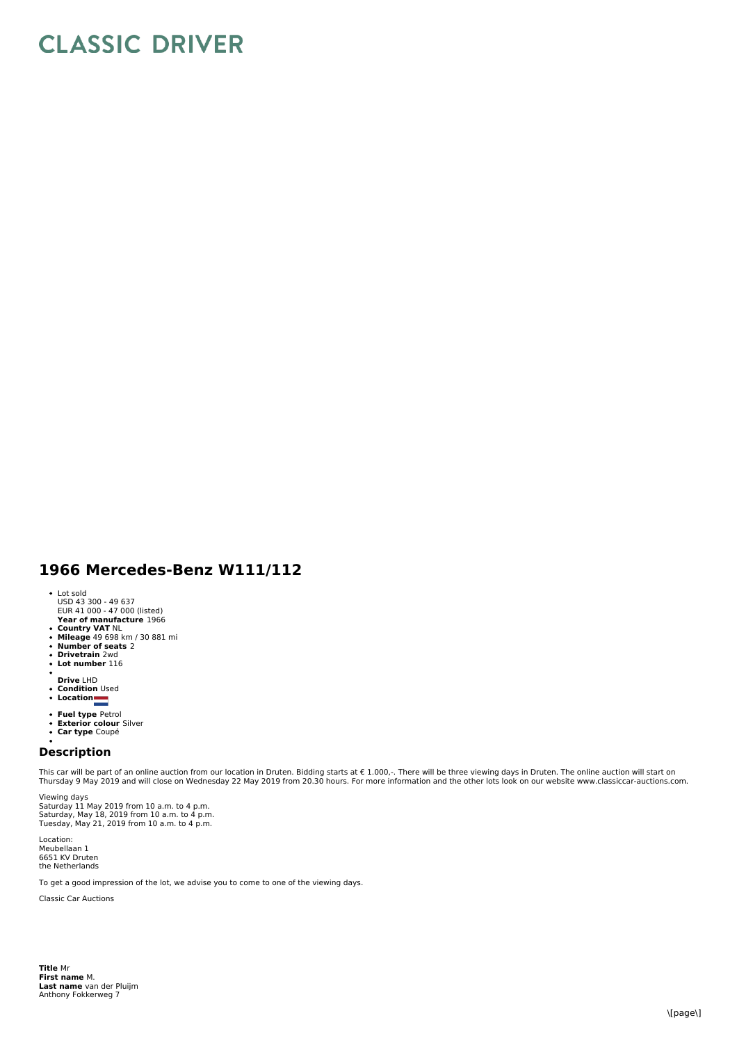# CLASSIC DRIVER

## 1966 Mercedes-Benz W111/112

- Lot sold
  USD 43 300 - 49 637
  EUR 41 000 - 47 000 (listed)
- **Year of manufacture** 1966
- **Country VAT** NL
- **Mileage** 49 698 km / 30 881 mi
- **Number of seats** 2
- **Drivetrain** 2wd
- **Lot number** 116
- **Drive** LHD
- **Condition** Used
- **Location**
- **Fuel type** Petrol
- **Exterior colour** Silver
- **Car type** Coupé

## Description

This car will be part of an online auction from our location in Druten. Bidding starts at € 1.000,-. There will be three viewing days in Druten. The online auction will start on Thursday 9 May 2019 and will close on Wednesday 22 May 2019 from 20.30 hours. For more information and the other lots look on our website www.classiccar-auctions.com.

Viewing days
Saturday 11 May 2019 from 10 a.m. to 4 p.m.
Saturday, May 18, 2019 from 10 a.m. to 4 p.m.
Tuesday, May 21, 2019 from 10 a.m. to 4 p.m.

Location:
Meubellaan 1
6651 KV Druten
the Netherlands

To get a good impression of the lot, we advise you to come to one of the viewing days.

Classic Car Auctions

**Title** Mr
**First name** M.
**Last name** van der Pluijm
Anthony Fokkerweg 7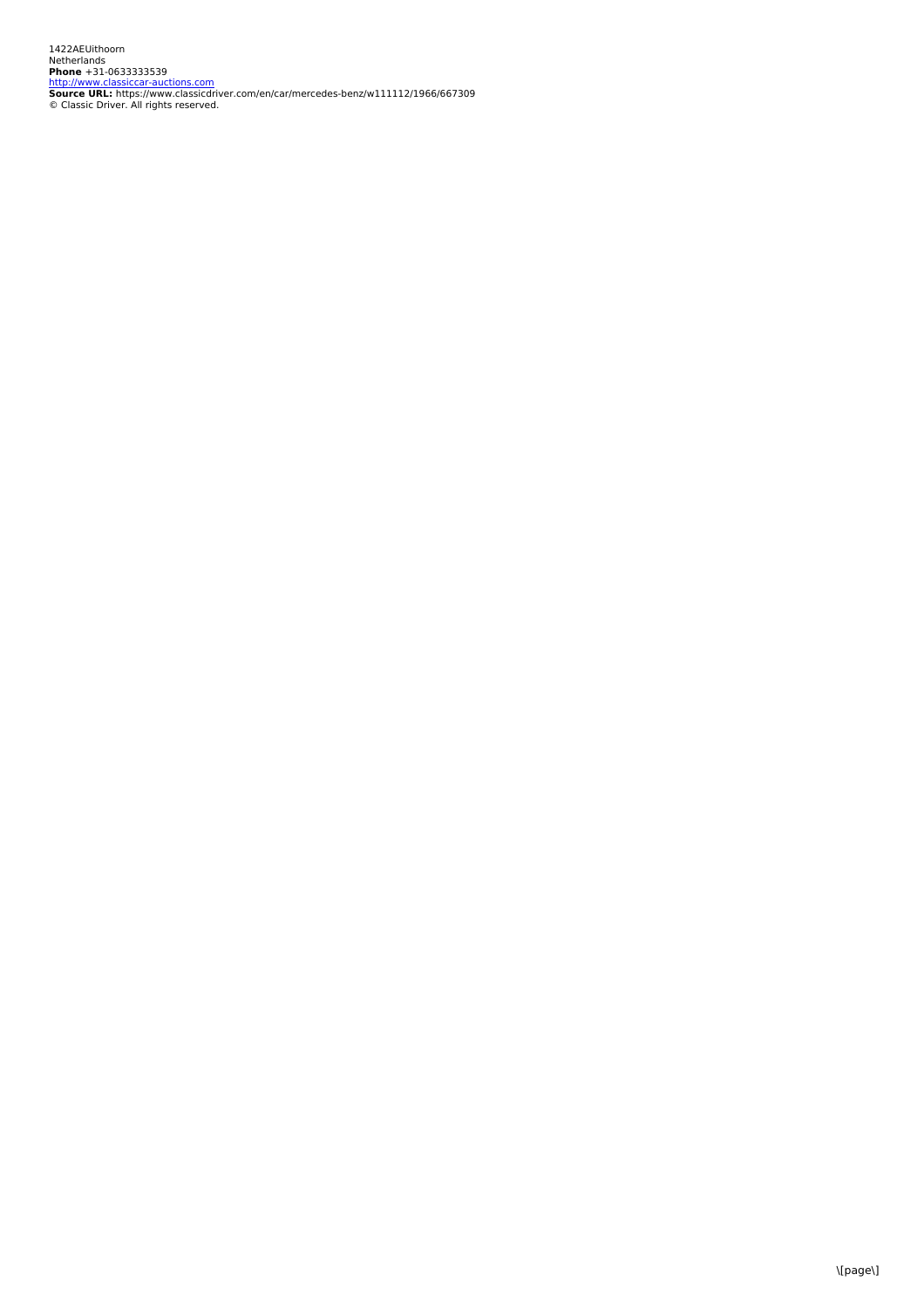1422AEUithoorn
Netherlands
**Phone** +31-0633333539
[http://www.classiccar-auctions.com](http://www.classiccar-auctions.com)
**Source URL:** https://www.classicdriver.com/en/car/mercedes-benz/w111112/1966/667309
© Classic Driver. All rights reserved.